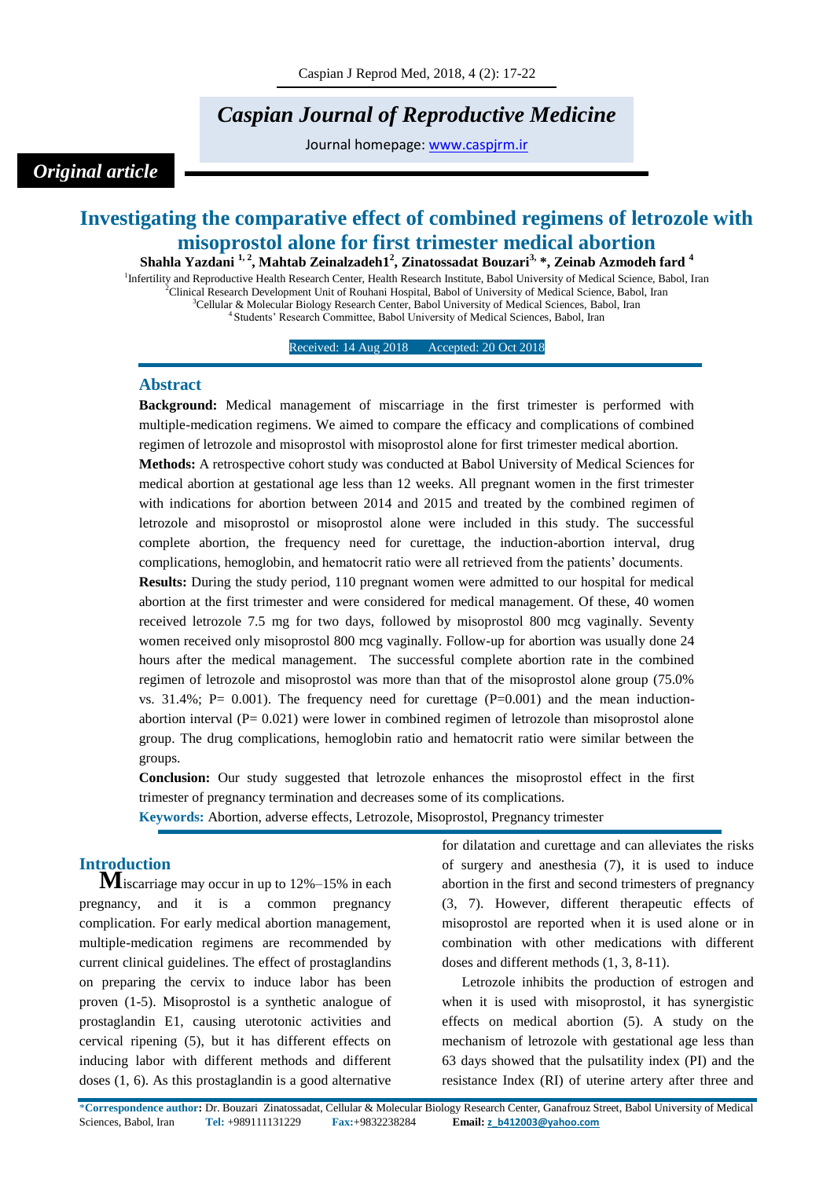*Caspian Journal of Reproductive Medicine*

Journal homepage: www.caspjrm.ir

*Original article*

# Investigating the comparative effect of combined regimens of letrozole with misoprostol alone for first trimester medical abortion

**Shahla Yazdani [1, 2], Mahtab Zeinalzadeh1[2], Zinatossadat Bouzari[3, *], Zeinab Azmodeh fard [4]**

[1]Infertility and Reproductive Health Research Center, Health Research Institute, Babol University of Medical Science, Babol, Iran
[2]Clinical Research Development Unit of Rouhani Hospital, Babol of University of Medical Science, Babol, Iran
[3]Cellular & Molecular Biology Research Center, Babol University of Medical Sciences, Babol, Iran
[4]Students' Research Committee, Babol University of Medical Sciences, Babol, Iran

Received: 14 Aug 2018 Accepted: 20 Oct 2018

## Abstract

**Background:** Medical management of miscarriage in the first trimester is performed with multiple-medication regimens. We aimed to compare the efficacy and complications of combined regimen of letrozole and misoprostol with misoprostol alone for first trimester medical abortion.

**Methods:** A retrospective cohort study was conducted at Babol University of Medical Sciences for medical abortion at gestational age less than 12 weeks. All pregnant women in the first trimester with indications for abortion between 2014 and 2015 and treated by the combined regimen of letrozole and misoprostol or misoprostol alone were included in this study. The successful complete abortion, the frequency need for curettage, the induction-abortion interval, drug complications, hemoglobin, and hematocrit ratio were all retrieved from the patients' documents.

**Results:** During the study period, 110 pregnant women were admitted to our hospital for medical abortion at the first trimester and were considered for medical management. Of these, 40 women received letrozole 7.5 mg for two days, followed by misoprostol 800 mcg vaginally. Seventy women received only misoprostol 800 mcg vaginally. Follow-up for abortion was usually done 24 hours after the medical management. The successful complete abortion rate in the combined regimen of letrozole and misoprostol was more than that of the misoprostol alone group (75.0% vs. 31.4%; P= 0.001). The frequency need for curettage (P=0.001) and the mean induction-abortion interval (P= 0.021) were lower in combined regimen of letrozole than misoprostol alone group. The drug complications, hemoglobin ratio and hematocrit ratio were similar between the groups.

**Conclusion:** Our study suggested that letrozole enhances the misoprostol effect in the first trimester of pregnancy termination and decreases some of its complications.

**Keywords:** Abortion, adverse effects, Letrozole, Misoprostol, Pregnancy trimester

## Introduction

**M**iscarriage may occur in up to 12%–15% in each pregnancy, and it is a common pregnancy complication. For early medical abortion management, multiple-medication regimens are recommended by current clinical guidelines. The effect of prostaglandins on preparing the cervix to induce labor has been proven (1-5). Misoprostol is a synthetic analogue of prostaglandin E1, causing uterotonic activities and cervical ripening (5), but it has different effects on inducing labor with different methods and different doses (1, 6). As this prostaglandin is a good alternative for dilatation and curettage and can alleviates the risks of surgery and anesthesia (7), it is used to induce abortion in the first and second trimesters of pregnancy (3, 7). However, different therapeutic effects of misoprostol are reported when it is used alone or in combination with other medications with different doses and different methods (1, 3, 8-11).

Letrozole inhibits the production of estrogen and when it is used with misoprostol, it has synergistic effects on medical abortion (5). A study on the mechanism of letrozole with gestational age less than 63 days showed that the pulsatility index (PI) and the resistance Index (RI) of uterine artery after three and

*Correspondence author: Dr. Bouzari Zinatossadat, Cellular & Molecular Biology Research Center, Ganafrouz Street, Babol University of Medical Sciences, Babol, Iran **Tel:** +989111131229 **Fax:**+9832238284 **Email:** z_b412003@yahoo.com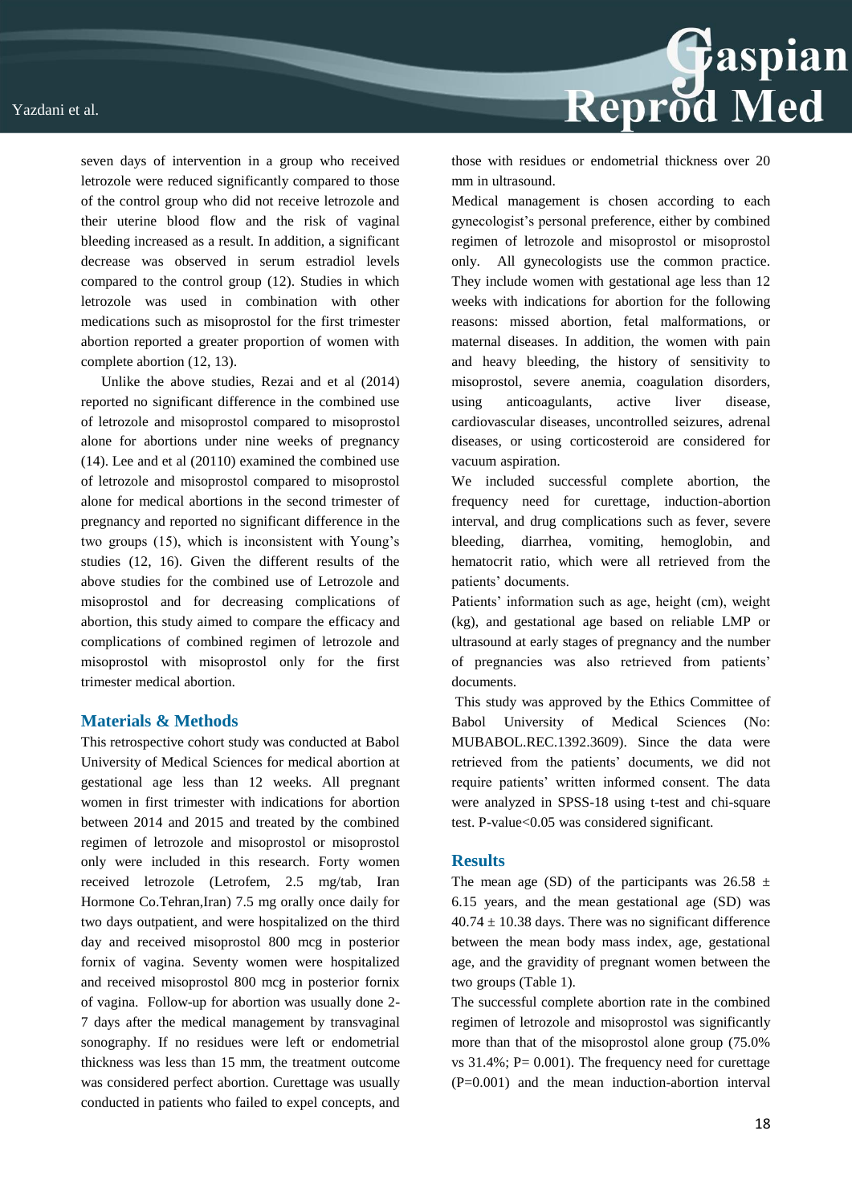seven days of intervention in a group who received letrozole were reduced significantly compared to those of the control group who did not receive letrozole and their uterine blood flow and the risk of vaginal bleeding increased as a result. In addition, a significant decrease was observed in serum estradiol levels compared to the control group (12). Studies in which letrozole was used in combination with other medications such as misoprostol for the first trimester abortion reported a greater proportion of women with complete abortion (12, 13).

Unlike the above studies, Rezai and et al (2014) reported no significant difference in the combined use of letrozole and misoprostol compared to misoprostol alone for abortions under nine weeks of pregnancy (14). Lee and et al (20110) examined the combined use of letrozole and misoprostol compared to misoprostol alone for medical abortions in the second trimester of pregnancy and reported no significant difference in the two groups (15), which is inconsistent with Young's studies (12, 16). Given the different results of the above studies for the combined use of Letrozole and misoprostol and for decreasing complications of abortion, this study aimed to compare the efficacy and complications of combined regimen of letrozole and misoprostol with misoprostol only for the first trimester medical abortion.

## Materials & Methods

This retrospective cohort study was conducted at Babol University of Medical Sciences for medical abortion at gestational age less than 12 weeks. All pregnant women in first trimester with indications for abortion between 2014 and 2015 and treated by the combined regimen of letrozole and misoprostol or misoprostol only were included in this research. Forty women received letrozole (Letrofem, 2.5 mg/tab, Iran Hormone Co.Tehran,Iran) 7.5 mg orally once daily for two days outpatient, and were hospitalized on the third day and received misoprostol 800 mcg in posterior fornix of vagina. Seventy women were hospitalized and received misoprostol 800 mcg in posterior fornix of vagina. Follow-up for abortion was usually done 2-7 days after the medical management by transvaginal sonography. If no residues were left or endometrial thickness was less than 15 mm, the treatment outcome was considered perfect abortion. Curettage was usually conducted in patients who failed to expel concepts, and those with residues or endometrial thickness over 20 mm in ultrasound.

Medical management is chosen according to each gynecologist's personal preference, either by combined regimen of letrozole and misoprostol or misoprostol only. All gynecologists use the common practice. They include women with gestational age less than 12 weeks with indications for abortion for the following reasons: missed abortion, fetal malformations, or maternal diseases. In addition, the women with pain and heavy bleeding, the history of sensitivity to misoprostol, severe anemia, coagulation disorders, using anticoagulants, active liver disease, cardiovascular diseases, uncontrolled seizures, adrenal diseases, or using corticosteroid are considered for vacuum aspiration.

We included successful complete abortion, the frequency need for curettage, induction-abortion interval, and drug complications such as fever, severe bleeding, diarrhea, vomiting, hemoglobin, and hematocrit ratio, which were all retrieved from the patients' documents.

Patients' information such as age, height (cm), weight (kg), and gestational age based on reliable LMP or ultrasound at early stages of pregnancy and the number of pregnancies was also retrieved from patients' documents.

This study was approved by the Ethics Committee of Babol University of Medical Sciences (No: MUBABOL.REC.1392.3609). Since the data were retrieved from the patients' documents, we did not require patients' written informed consent. The data were analyzed in SPSS-18 using t-test and chi-square test. P-value<0.05 was considered significant.

## Results

The mean age (SD) of the participants was 26.58 ± 6.15 years, and the mean gestational age (SD) was 40.74 ± 10.38 days. There was no significant difference between the mean body mass index, age, gestational age, and the gravidity of pregnant women between the two groups (Table 1).

The successful complete abortion rate in the combined regimen of letrozole and misoprostol was significantly more than that of the misoprostol alone group (75.0% vs 31.4%; P= 0.001). The frequency need for curettage (P=0.001) and the mean induction-abortion interval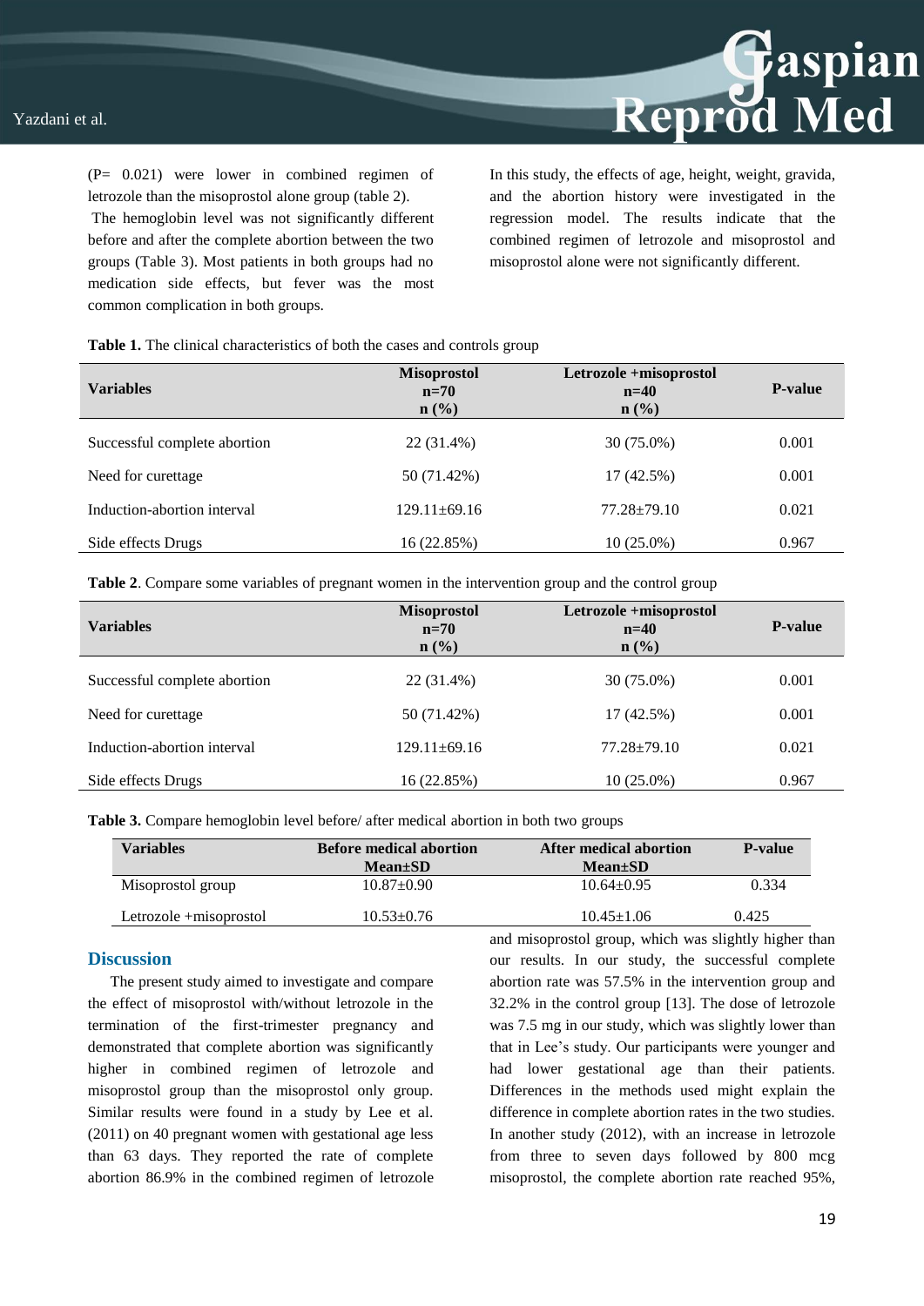(P= 0.021) were lower in combined regimen of letrozole than the misoprostol alone group (table 2).

The hemoglobin level was not significantly different before and after the complete abortion between the two groups (Table 3). Most patients in both groups had no medication side effects, but fever was the most common complication in both groups.

In this study, the effects of age, height, weight, gravida, and the abortion history were investigated in the regression model. The results indicate that the combined regimen of letrozole and misoprostol and misoprostol alone were not significantly different.

**Table 1.** The clinical characteristics of both the cases and controls group

| Variables | Misoprostol n=70 n (%) | Letrozole +misoprostol n=40 n (%) | P-value |
|---|---|---|---|
| Successful complete abortion | 22 (31.4%) | 30 (75.0%) | 0.001 |
| Need for curettage | 50 (71.42%) | 17 (42.5%) | 0.001 |
| Induction-abortion interval | 129.11±69.16 | 77.28±79.10 | 0.021 |
| Side effects Drugs | 16 (22.85%) | 10 (25.0%) | 0.967 |

**Table 2**. Compare some variables of pregnant women in the intervention group and the control group

| Variables | Misoprostol n=70 n (%) | Letrozole +misoprostol n=40 n (%) | P-value |
|---|---|---|---|
| Successful complete abortion | 22 (31.4%) | 30 (75.0%) | 0.001 |
| Need for curettage | 50 (71.42%) | 17 (42.5%) | 0.001 |
| Induction-abortion interval | 129.11±69.16 | 77.28±79.10 | 0.021 |
| Side effects Drugs | 16 (22.85%) | 10 (25.0%) | 0.967 |

**Table 3.** Compare hemoglobin level before/ after medical abortion in both two groups

| Variables | Before medical abortion Mean±SD | After medical abortion Mean±SD | P-value |
|---|---|---|---|
| Misoprostol group | 10.87±0.90 | 10.64±0.95 | 0.334 |
| Letrozole +misoprostol | 10.53±0.76 | 10.45±1.06 | 0.425 |

## Discussion

The present study aimed to investigate and compare the effect of misoprostol with/without letrozole in the termination of the first-trimester pregnancy and demonstrated that complete abortion was significantly higher in combined regimen of letrozole and misoprostol group than the misoprostol only group. Similar results were found in a study by Lee et al. (2011) on 40 pregnant women with gestational age less than 63 days. They reported the rate of complete abortion 86.9% in the combined regimen of letrozole and misoprostol group, which was slightly higher than our results. In our study, the successful complete abortion rate was 57.5% in the intervention group and 32.2% in the control group [13]. The dose of letrozole was 7.5 mg in our study, which was slightly lower than that in Lee's study. Our participants were younger and had lower gestational age than their patients. Differences in the methods used might explain the difference in complete abortion rates in the two studies. In another study (2012), with an increase in letrozole from three to seven days followed by 800 mcg misoprostol, the complete abortion rate reached 95%,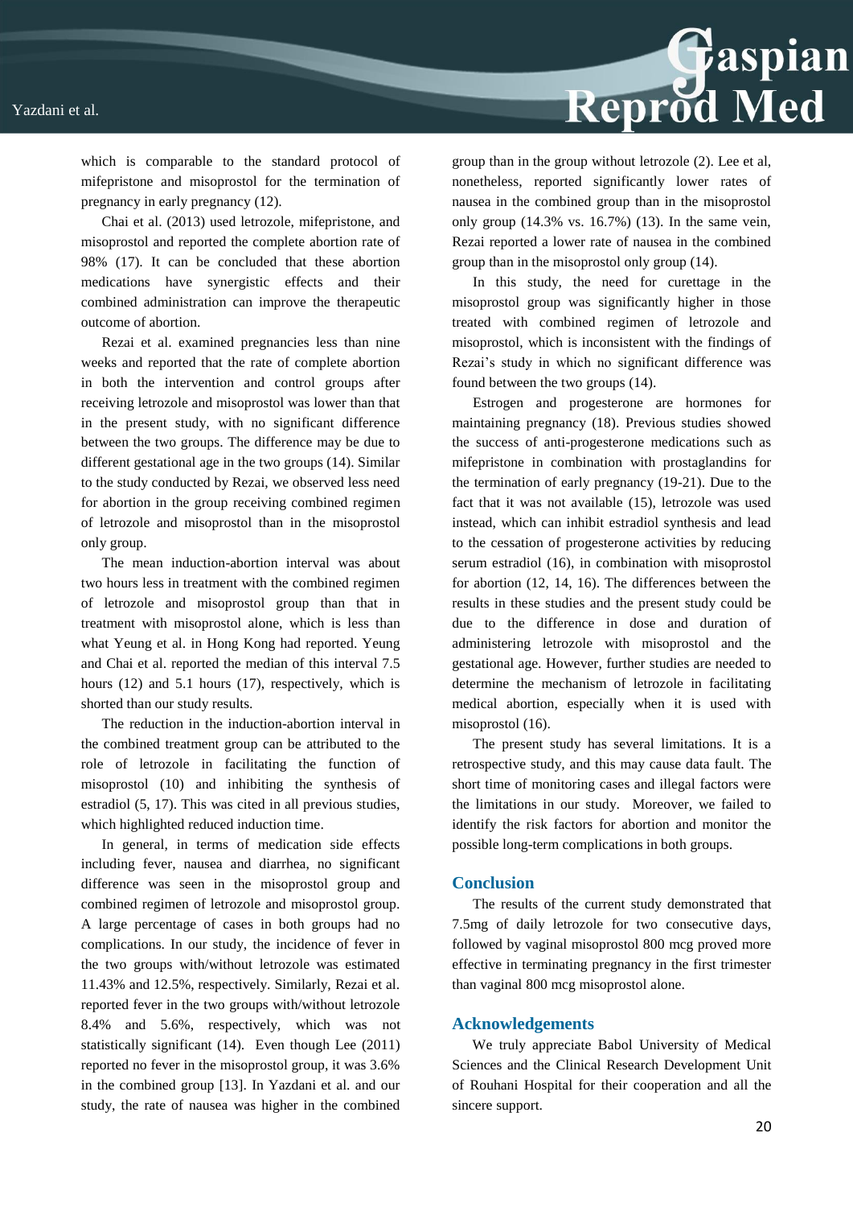which is comparable to the standard protocol of mifepristone and misoprostol for the termination of pregnancy in early pregnancy (12).

Chai et al. (2013) used letrozole, mifepristone, and misoprostol and reported the complete abortion rate of 98% (17). It can be concluded that these abortion medications have synergistic effects and their combined administration can improve the therapeutic outcome of abortion.

Rezai et al. examined pregnancies less than nine weeks and reported that the rate of complete abortion in both the intervention and control groups after receiving letrozole and misoprostol was lower than that in the present study, with no significant difference between the two groups. The difference may be due to different gestational age in the two groups (14). Similar to the study conducted by Rezai, we observed less need for abortion in the group receiving combined regimen of letrozole and misoprostol than in the misoprostol only group.

The mean induction-abortion interval was about two hours less in treatment with the combined regimen of letrozole and misoprostol group than that in treatment with misoprostol alone, which is less than what Yeung et al. in Hong Kong had reported. Yeung and Chai et al. reported the median of this interval 7.5 hours (12) and 5.1 hours (17), respectively, which is shorted than our study results.

The reduction in the induction-abortion interval in the combined treatment group can be attributed to the role of letrozole in facilitating the function of misoprostol (10) and inhibiting the synthesis of estradiol (5, 17). This was cited in all previous studies, which highlighted reduced induction time.

In general, in terms of medication side effects including fever, nausea and diarrhea, no significant difference was seen in the misoprostol group and combined regimen of letrozole and misoprostol group. A large percentage of cases in both groups had no complications. In our study, the incidence of fever in the two groups with/without letrozole was estimated 11.43% and 12.5%, respectively. Similarly, Rezai et al. reported fever in the two groups with/without letrozole 8.4% and 5.6%, respectively, which was not statistically significant (14). Even though Lee (2011) reported no fever in the misoprostol group, it was 3.6% in the combined group [13]. In Yazdani et al. and our study, the rate of nausea was higher in the combined group than in the group without letrozole (2). Lee et al, nonetheless, reported significantly lower rates of nausea in the combined group than in the misoprostol only group (14.3% vs. 16.7%) (13). In the same vein, Rezai reported a lower rate of nausea in the combined group than in the misoprostol only group (14).

In this study, the need for curettage in the misoprostol group was significantly higher in those treated with combined regimen of letrozole and misoprostol, which is inconsistent with the findings of Rezai's study in which no significant difference was found between the two groups (14).

Estrogen and progesterone are hormones for maintaining pregnancy (18). Previous studies showed the success of anti-progesterone medications such as mifepristone in combination with prostaglandins for the termination of early pregnancy (19-21). Due to the fact that it was not available (15), letrozole was used instead, which can inhibit estradiol synthesis and lead to the cessation of progesterone activities by reducing serum estradiol (16), in combination with misoprostol for abortion (12, 14, 16). The differences between the results in these studies and the present study could be due to the difference in dose and duration of administering letrozole with misoprostol and the gestational age. However, further studies are needed to determine the mechanism of letrozole in facilitating medical abortion, especially when it is used with misoprostol (16).

The present study has several limitations. It is a retrospective study, and this may cause data fault. The short time of monitoring cases and illegal factors were the limitations in our study. Moreover, we failed to identify the risk factors for abortion and monitor the possible long-term complications in both groups.

## Conclusion

The results of the current study demonstrated that 7.5mg of daily letrozole for two consecutive days, followed by vaginal misoprostol 800 mcg proved more effective in terminating pregnancy in the first trimester than vaginal 800 mcg misoprostol alone.

## Acknowledgements

We truly appreciate Babol University of Medical Sciences and the Clinical Research Development Unit of Rouhani Hospital for their cooperation and all the sincere support.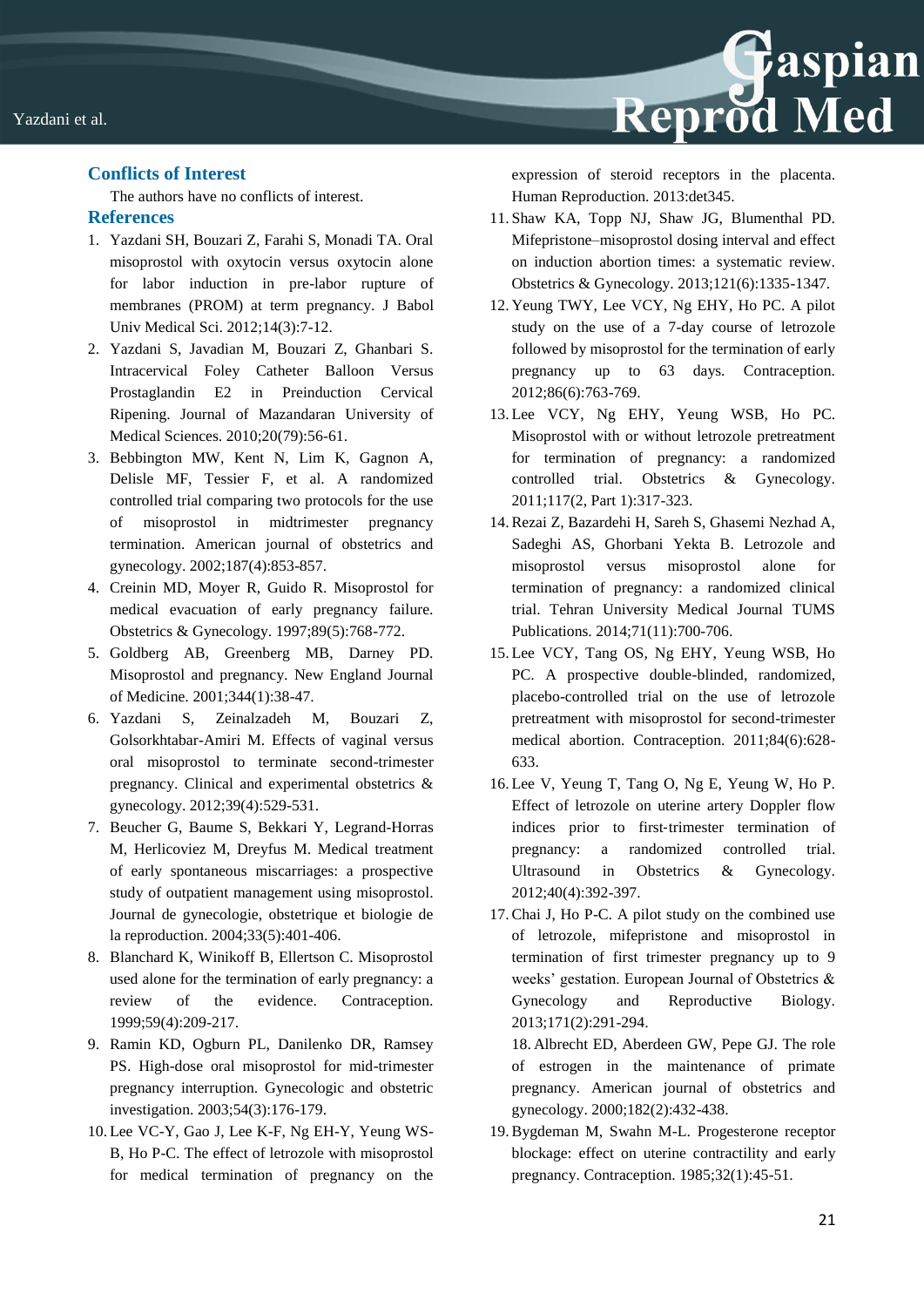## Conflicts of Interest

The authors have no conflicts of interest.

## References

1. Yazdani SH, Bouzari Z, Farahi S, Monadi TA. Oral misoprostol with oxytocin versus oxytocin alone for labor induction in pre-labor rupture of membranes (PROM) at term pregnancy. J Babol Univ Medical Sci. 2012;14(3):7-12.
2. Yazdani S, Javadian M, Bouzari Z, Ghanbari S. Intracervical Foley Catheter Balloon Versus Prostaglandin E2 in Preinduction Cervical Ripening. Journal of Mazandaran University of Medical Sciences. 2010;20(79):56-61.
3. Bebbington MW, Kent N, Lim K, Gagnon A, Delisle MF, Tessier F, et al. A randomized controlled trial comparing two protocols for the use of misoprostol in midtrimester pregnancy termination. American journal of obstetrics and gynecology. 2002;187(4):853-857.
4. Creinin MD, Moyer R, Guido R. Misoprostol for medical evacuation of early pregnancy failure. Obstetrics & Gynecology. 1997;89(5):768-772.
5. Goldberg AB, Greenberg MB, Darney PD. Misoprostol and pregnancy. New England Journal of Medicine. 2001;344(1):38-47.
6. Yazdani S, Zeinalzadeh M, Bouzari Z, Golsorkhtabar-Amiri M. Effects of vaginal versus oral misoprostol to terminate second-trimester pregnancy. Clinical and experimental obstetrics & gynecology. 2012;39(4):529-531.
7. Beucher G, Baume S, Bekkari Y, Legrand-Horras M, Herlicoviez M, Dreyfus M. Medical treatment of early spontaneous miscarriages: a prospective study of outpatient management using misoprostol. Journal de gynecologie, obstetrique et biologie de la reproduction. 2004;33(5):401-406.
8. Blanchard K, Winikoff B, Ellertson C. Misoprostol used alone for the termination of early pregnancy: a review of the evidence. Contraception. 1999;59(4):209-217.
9. Ramin KD, Ogburn PL, Danilenko DR, Ramsey PS. High-dose oral misoprostol for mid-trimester pregnancy interruption. Gynecologic and obstetric investigation. 2003;54(3):176-179.
10. Lee VC-Y, Gao J, Lee K-F, Ng EH-Y, Yeung WS-B, Ho P-C. The effect of letrozole with misoprostol for medical termination of pregnancy on the expression of steroid receptors in the placenta. Human Reproduction. 2013:det345.
11. Shaw KA, Topp NJ, Shaw JG, Blumenthal PD. Mifepristone–misoprostol dosing interval and effect on induction abortion times: a systematic review. Obstetrics & Gynecology. 2013;121(6):1335-1347.
12. Yeung TWY, Lee VCY, Ng EHY, Ho PC. A pilot study on the use of a 7-day course of letrozole followed by misoprostol for the termination of early pregnancy up to 63 days. Contraception. 2012;86(6):763-769.
13. Lee VCY, Ng EHY, Yeung WSB, Ho PC. Misoprostol with or without letrozole pretreatment for termination of pregnancy: a randomized controlled trial. Obstetrics & Gynecology. 2011;117(2, Part 1):317-323.
14. Rezai Z, Bazardehi H, Sareh S, Ghasemi Nezhad A, Sadeghi AS, Ghorbani Yekta B. Letrozole and misoprostol versus misoprostol alone for termination of pregnancy: a randomized clinical trial. Tehran University Medical Journal TUMS Publications. 2014;71(11):700-706.
15. Lee VCY, Tang OS, Ng EHY, Yeung WSB, Ho PC. A prospective double-blinded, randomized, placebo-controlled trial on the use of letrozole pretreatment with misoprostol for second-trimester medical abortion. Contraception. 2011;84(6):628-633.
16. Lee V, Yeung T, Tang O, Ng E, Yeung W, Ho P. Effect of letrozole on uterine artery Doppler flow indices prior to first-trimester termination of pregnancy: a randomized controlled trial. Ultrasound in Obstetrics & Gynecology. 2012;40(4):392-397.
17. Chai J, Ho P-C. A pilot study on the combined use of letrozole, mifepristone and misoprostol in termination of first trimester pregnancy up to 9 weeks' gestation. European Journal of Obstetrics & Gynecology and Reproductive Biology. 2013;171(2):291-294.
18. Albrecht ED, Aberdeen GW, Pepe GJ. The role of estrogen in the maintenance of primate pregnancy. American journal of obstetrics and gynecology. 2000;182(2):432-438.
19. Bygdeman M, Swahn M-L. Progesterone receptor blockage: effect on uterine contractility and early pregnancy. Contraception. 1985;32(1):45-51.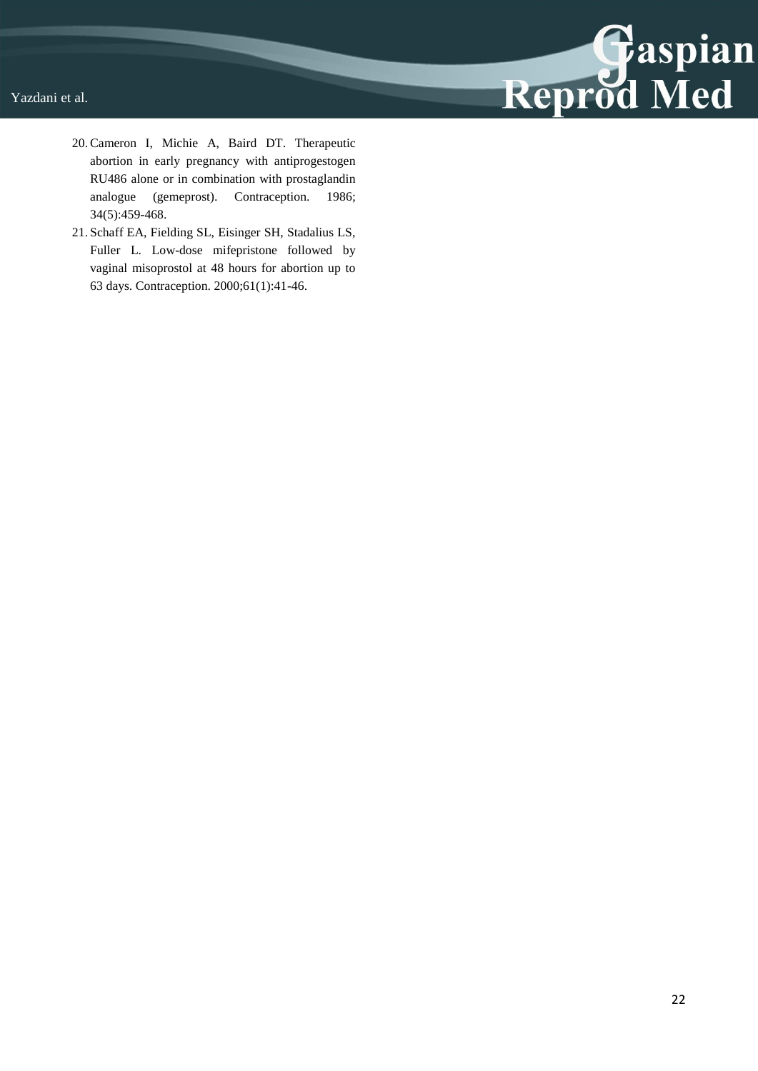20. Cameron I, Michie A, Baird DT. Therapeutic abortion in early pregnancy with antiprogestogen RU486 alone or in combination with prostaglandin analogue (gemeprost). Contraception. 1986; 34(5):459-468.
21. Schaff EA, Fielding SL, Eisinger SH, Stadalius LS, Fuller L. Low-dose mifepristone followed by vaginal misoprostol at 48 hours for abortion up to 63 days. Contraception. 2000;61(1):41-46.